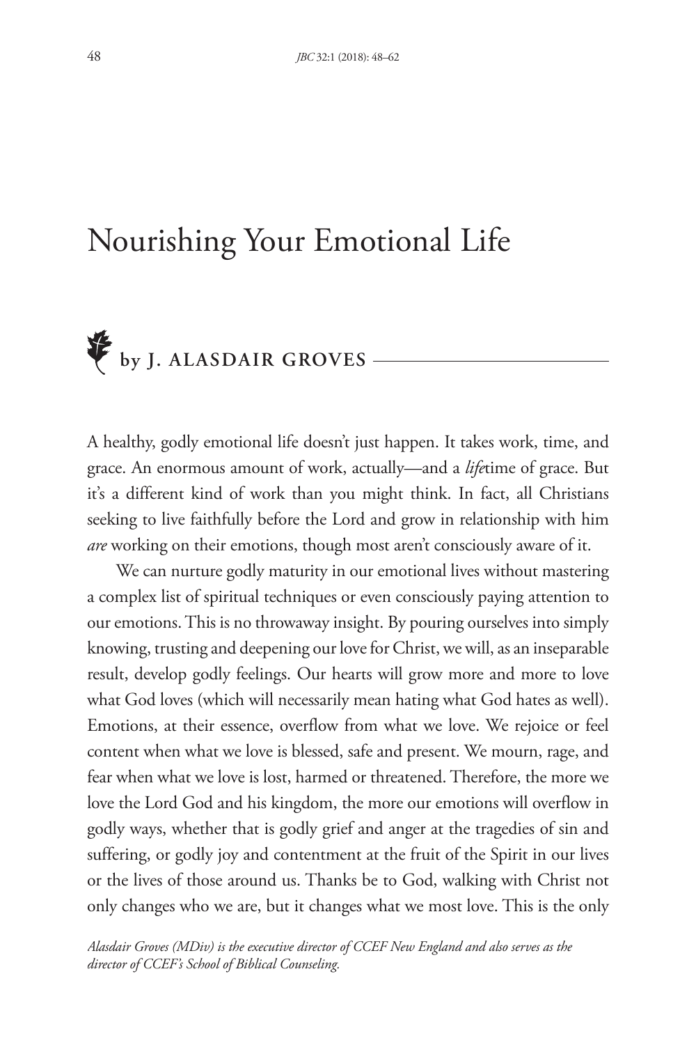# Nourishing Your Emotional Life

**by J. ALASDAIR GROVES**

A healthy, godly emotional life doesn't just happen. It takes work, time, and grace. An enormous amount of work, actually—and a *life*time of grace. But it's a different kind of work than you might think. In fact, all Christians seeking to live faithfully before the Lord and grow in relationship with him *are* working on their emotions, though most aren't consciously aware of it.

We can nurture godly maturity in our emotional lives without mastering a complex list of spiritual techniques or even consciously paying attention to our emotions. This is no throwaway insight. By pouring ourselves into simply knowing, trusting and deepening our love for Christ, we will, as an inseparable result, develop godly feelings. Our hearts will grow more and more to love what God loves (which will necessarily mean hating what God hates as well). Emotions, at their essence, overflow from what we love. We rejoice or feel content when what we love is blessed, safe and present. We mourn, rage, and fear when what we love is lost, harmed or threatened. Therefore, the more we love the Lord God and his kingdom, the more our emotions will overflow in godly ways, whether that is godly grief and anger at the tragedies of sin and suffering, or godly joy and contentment at the fruit of the Spirit in our lives or the lives of those around us. Thanks be to God, walking with Christ not only changes who we are, but it changes what we most love. This is the only

*Alasdair Groves (MDiv) is the executive director of CCEF New England and also serves as the director of CCEF's School of Biblical Counseling.*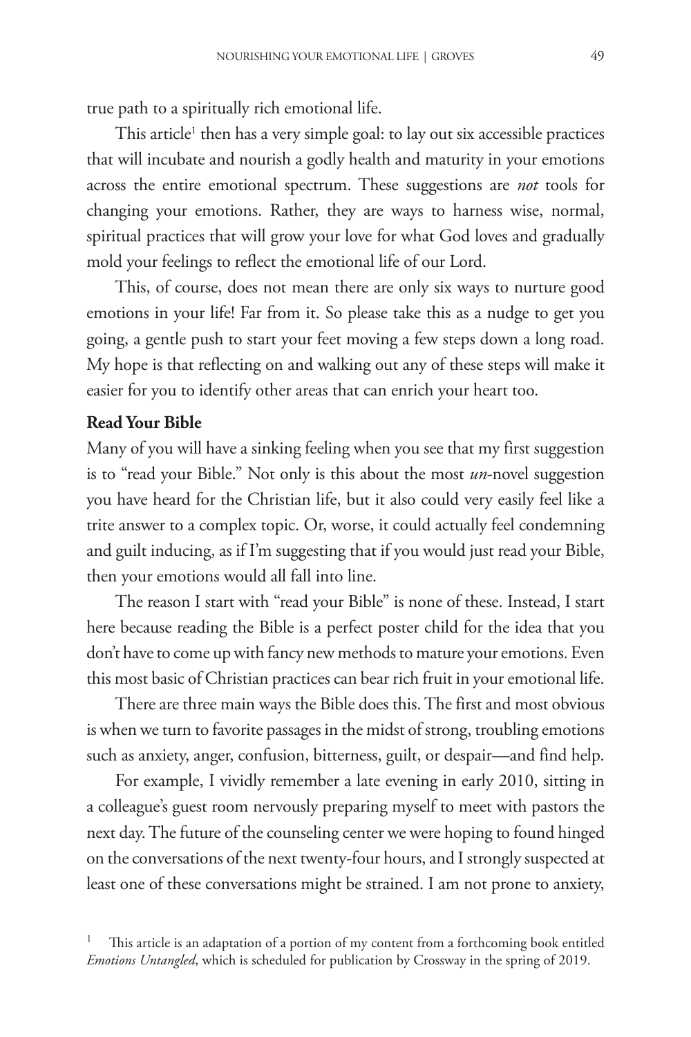true path to a spiritually rich emotional life.

This article[1] then has a very simple goal: to lay out six accessible practices that will incubate and nourish a godly health and maturity in your emotions across the entire emotional spectrum. These suggestions are *not* tools for changing your emotions. Rather, they are ways to harness wise, normal, spiritual practices that will grow your love for what God loves and gradually mold your feelings to reflect the emotional life of our Lord.

This, of course, does not mean there are only six ways to nurture good emotions in your life! Far from it. So please take this as a nudge to get you going, a gentle push to start your feet moving a few steps down a long road. My hope is that reflecting on and walking out any of these steps will make it easier for you to identify other areas that can enrich your heart too.

**Read Your Bible**

Many of you will have a sinking feeling when you see that my first suggestion is to "read your Bible." Not only is this about the most *un*-novel suggestion you have heard for the Christian life, but it also could very easily feel like a trite answer to a complex topic. Or, worse, it could actually feel condemning and guilt inducing, as if I'm suggesting that if you would just read your Bible, then your emotions would all fall into line.

The reason I start with "read your Bible" is none of these. Instead, I start here because reading the Bible is a perfect poster child for the idea that you don't have to come up with fancy new methods to mature your emotions. Even this most basic of Christian practices can bear rich fruit in your emotional life.

There are three main ways the Bible does this. The first and most obvious is when we turn to favorite passages in the midst of strong, troubling emotions such as anxiety, anger, confusion, bitterness, guilt, or despair—and find help.

For example, I vividly remember a late evening in early 2010, sitting in a colleague's guest room nervously preparing myself to meet with pastors the next day. The future of the counseling center we were hoping to found hinged on the conversations of the next twenty-four hours, and I strongly suspected at least one of these conversations might be strained. I am not prone to anxiety,

[1] This article is an adaptation of a portion of my content from a forthcoming book entitled *Emotions Untangled*, which is scheduled for publication by Crossway in the spring of 2019.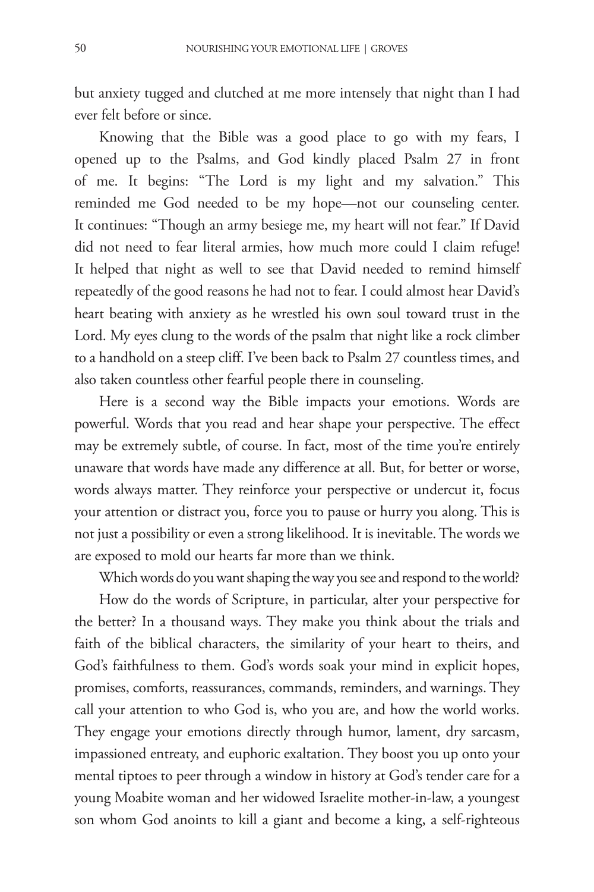but anxiety tugged and clutched at me more intensely that night than I had ever felt before or since.

Knowing that the Bible was a good place to go with my fears, I opened up to the Psalms, and God kindly placed Psalm 27 in front of me. It begins: "The Lord is my light and my salvation." This reminded me God needed to be my hope—not our counseling center. It continues: "Though an army besiege me, my heart will not fear." If David did not need to fear literal armies, how much more could I claim refuge! It helped that night as well to see that David needed to remind himself repeatedly of the good reasons he had not to fear. I could almost hear David's heart beating with anxiety as he wrestled his own soul toward trust in the Lord. My eyes clung to the words of the psalm that night like a rock climber to a handhold on a steep cliff. I've been back to Psalm 27 countless times, and also taken countless other fearful people there in counseling.

Here is a second way the Bible impacts your emotions. Words are powerful. Words that you read and hear shape your perspective. The effect may be extremely subtle, of course. In fact, most of the time you're entirely unaware that words have made any difference at all. But, for better or worse, words always matter. They reinforce your perspective or undercut it, focus your attention or distract you, force you to pause or hurry you along. This is not just a possibility or even a strong likelihood. It is inevitable. The words we are exposed to mold our hearts far more than we think.

Which words do you want shaping the way you see and respond to the world?

How do the words of Scripture, in particular, alter your perspective for the better? In a thousand ways. They make you think about the trials and faith of the biblical characters, the similarity of your heart to theirs, and God's faithfulness to them. God's words soak your mind in explicit hopes, promises, comforts, reassurances, commands, reminders, and warnings. They call your attention to who God is, who you are, and how the world works. They engage your emotions directly through humor, lament, dry sarcasm, impassioned entreaty, and euphoric exaltation. They boost you up onto your mental tiptoes to peer through a window in history at God's tender care for a young Moabite woman and her widowed Israelite mother-in-law, a youngest son whom God anoints to kill a giant and become a king, a self-righteous